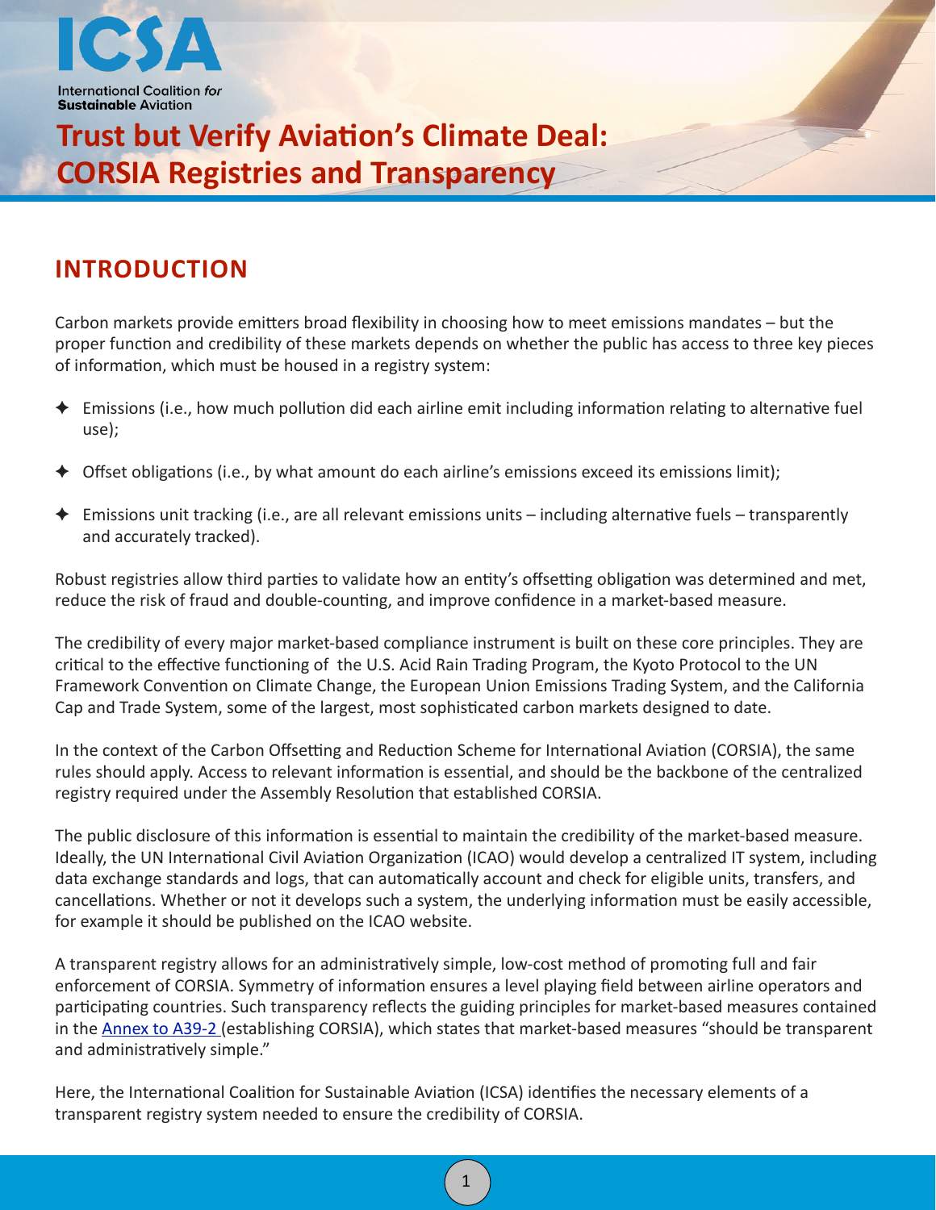ICSA

International Coalition *for* **Sustainable** Aviation

# Trust but Verify Aviation's Climate Deal: CORSIA Registries and Transparency

## INTRODUCTION

Carbon markets provide emitters broad flexibility in choosing how to meet emissions mandates – but the proper function and credibility of these markets depends on whether the public has access to three key pieces of information, which must be housed in a registry system:

- Emissions (i.e., how much pollution did each airline emit including information relating to alternative fuel use);
- Offset obligations (i.e., by what amount do each airline's emissions exceed its emissions limit);
- Emissions unit tracking (i.e., are all relevant emissions units – including alternative fuels – transparently and accurately tracked).

Robust registries allow third parties to validate how an entity's offsetting obligation was determined and met, reduce the risk of fraud and double-counting, and improve confidence in a market-based measure.

The credibility of every major market-based compliance instrument is built on these core principles. They are critical to the effective functioning of the U.S. Acid Rain Trading Program, the Kyoto Protocol to the UN Framework Convention on Climate Change, the European Union Emissions Trading System, and the California Cap and Trade System, some of the largest, most sophisticated carbon markets designed to date.

In the context of the Carbon Offsetting and Reduction Scheme for International Aviation (CORSIA), the same rules should apply. Access to relevant information is essential, and should be the backbone of the centralized registry required under the Assembly Resolution that established CORSIA.

The public disclosure of this information is essential to maintain the credibility of the market-based measure. Ideally, the UN International Civil Aviation Organization (ICAO) would develop a centralized IT system, including data exchange standards and logs, that can automatically account and check for eligible units, transfers, and cancellations. Whether or not it develops such a system, the underlying information must be easily accessible, for example it should be published on the ICAO website.

A transparent registry allows for an administratively simple, low-cost method of promoting full and fair enforcement of CORSIA. Symmetry of information ensures a level playing field between airline operators and participating countries. Such transparency reflects the guiding principles for market-based measures contained in the Annex to A39-2 (establishing CORSIA), which states that market-based measures "should be transparent and administratively simple."

Here, the International Coalition for Sustainable Aviation (ICSA) identifies the necessary elements of a transparent registry system needed to ensure the credibility of CORSIA.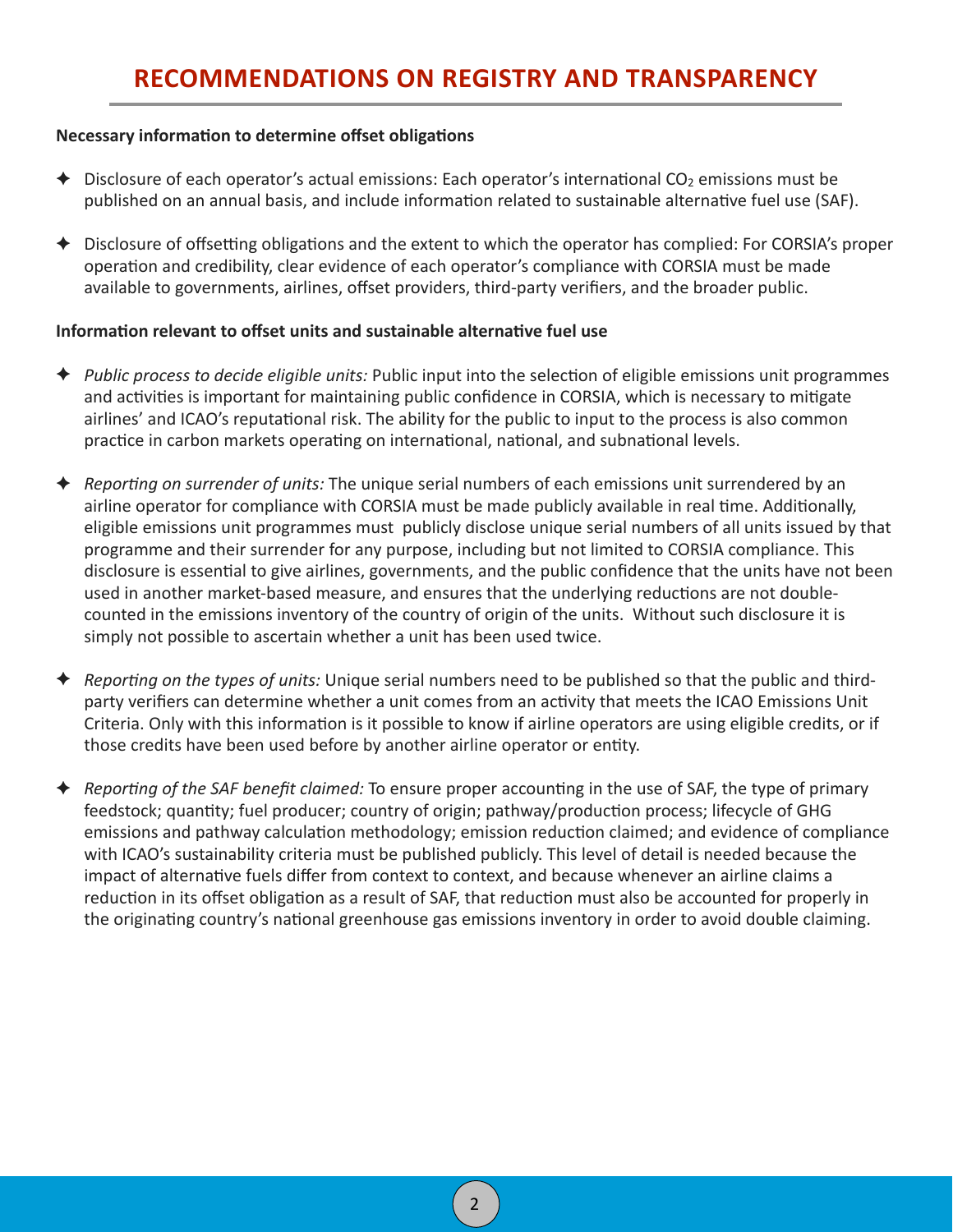# RECOMMENDATIONS ON REGISTRY AND TRANSPARENCY

**Necessary information to determine offset obligations**

- Disclosure of each operator's actual emissions: Each operator's international $CO_2$ emissions must be published on an annual basis, and include information related to sustainable alternative fuel use (SAF).

- Disclosure of offsetting obligations and the extent to which the operator has complied: For CORSIA's proper operation and credibility, clear evidence of each operator's compliance with CORSIA must be made available to governments, airlines, offset providers, third-party verifiers, and the broader public.

**Information relevant to offset units and sustainable alternative fuel use**

- *Public process to decide eligible units:* Public input into the selection of eligible emissions unit programmes and activities is important for maintaining public confidence in CORSIA, which is necessary to mitigate airlines' and ICAO's reputational risk. The ability for the public to input to the process is also common practice in carbon markets operating on international, national, and subnational levels.

- *Reporting on surrender of units:* The unique serial numbers of each emissions unit surrendered by an airline operator for compliance with CORSIA must be made publicly available in real time. Additionally, eligible emissions unit programmes must publicly disclose unique serial numbers of all units issued by that programme and their surrender for any purpose, including but not limited to CORSIA compliance. This disclosure is essential to give airlines, governments, and the public confidence that the units have not been used in another market-based measure, and ensures that the underlying reductions are not double-counted in the emissions inventory of the country of origin of the units. Without such disclosure it is simply not possible to ascertain whether a unit has been used twice.

- *Reporting on the types of units:* Unique serial numbers need to be published so that the public and third-party verifiers can determine whether a unit comes from an activity that meets the ICAO Emissions Unit Criteria. Only with this information is it possible to know if airline operators are using eligible credits, or if those credits have been used before by another airline operator or entity.

- *Reporting of the SAF benefit claimed:* To ensure proper accounting in the use of SAF, the type of primary feedstock; quantity; fuel producer; country of origin; pathway/production process; lifecycle of GHG emissions and pathway calculation methodology; emission reduction claimed; and evidence of compliance with ICAO's sustainability criteria must be published publicly. This level of detail is needed because the impact of alternative fuels differ from context to context, and because whenever an airline claims a reduction in its offset obligation as a result of SAF, that reduction must also be accounted for properly in the originating country's national greenhouse gas emissions inventory in order to avoid double claiming.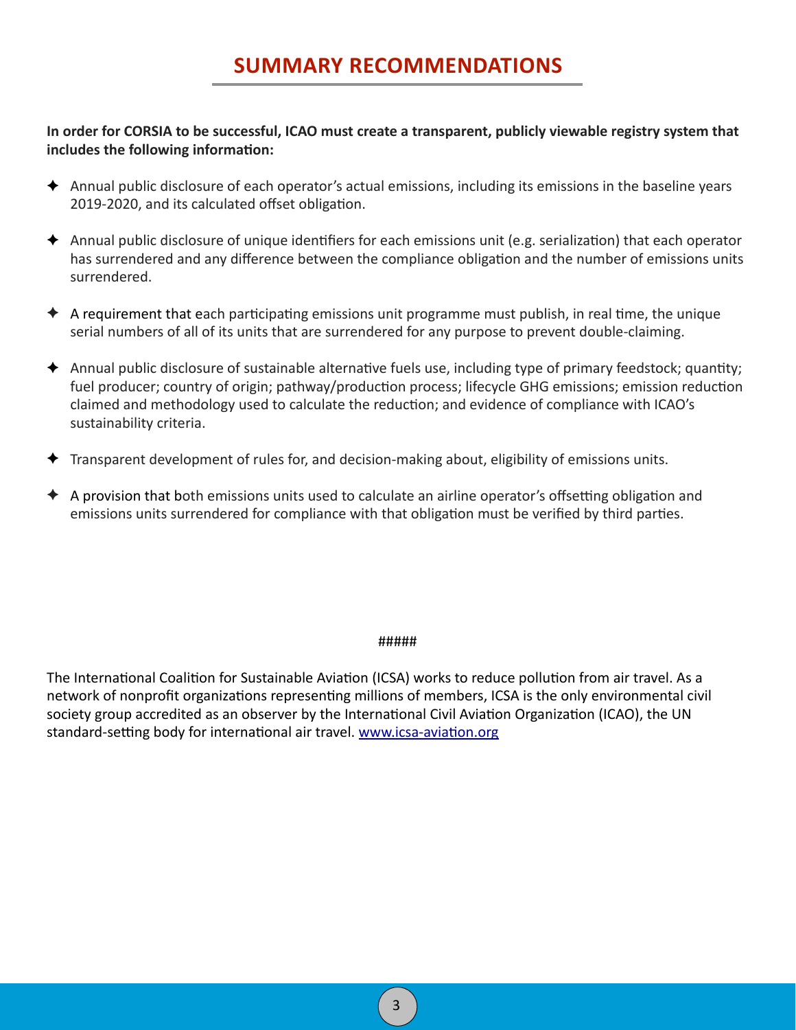# SUMMARY RECOMMENDATIONS

**In order for CORSIA to be successful, ICAO must create a transparent, publicly viewable registry system that includes the following information:**

- Annual public disclosure of each operator's actual emissions, including its emissions in the baseline years 2019-2020, and its calculated offset obligation.
- Annual public disclosure of unique identifiers for each emissions unit (e.g. serialization) that each operator has surrendered and any difference between the compliance obligation and the number of emissions units surrendered.
- A requirement that each participating emissions unit programme must publish, in real time, the unique serial numbers of all of its units that are surrendered for any purpose to prevent double-claiming.
- Annual public disclosure of sustainable alternative fuels use, including type of primary feedstock; quantity; fuel producer; country of origin; pathway/production process; lifecycle GHG emissions; emission reduction claimed and methodology used to calculate the reduction; and evidence of compliance with ICAO's sustainability criteria.
- Transparent development of rules for, and decision-making about, eligibility of emissions units.
- A provision that both emissions units used to calculate an airline operator's offsetting obligation and emissions units surrendered for compliance with that obligation must be verified by third parties.

#####

The International Coalition for Sustainable Aviation (ICSA) works to reduce pollution from air travel. As a network of nonprofit organizations representing millions of members, ICSA is the only environmental civil society group accredited as an observer by the International Civil Aviation Organization (ICAO), the UN standard-setting body for international air travel. [www.icsa-aviation.org](http://www.icsa-aviation.org)